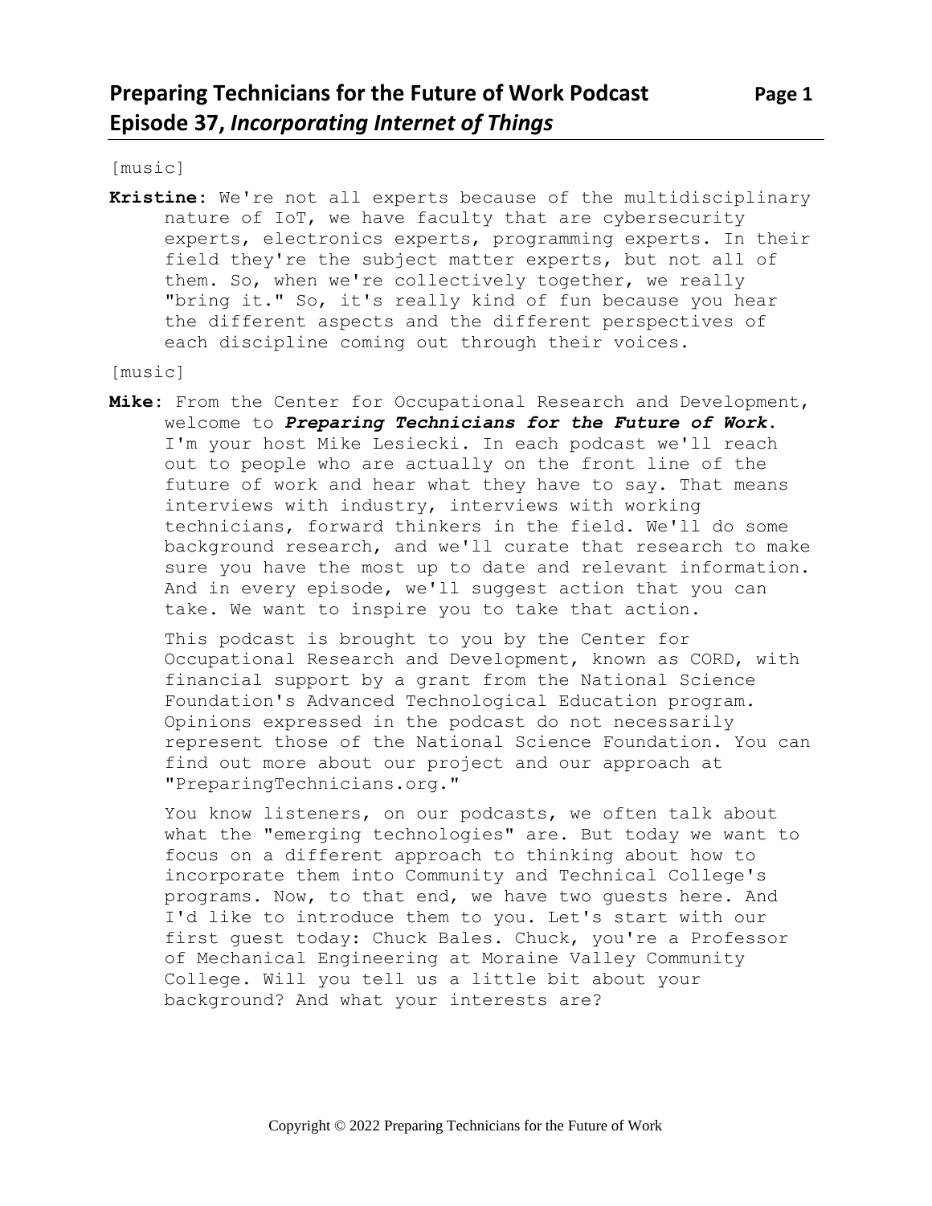# Preparing Technicians for the Future of Work Podcast
## Episode 37, *Incorporating Internet of Things*

[music]

**Kristine**: We're not all experts because of the multidisciplinary nature of IoT, we have faculty that are cybersecurity experts, electronics experts, programming experts. In their field they're the subject matter experts, but not all of them. So, when we're collectively together, we really "bring it." So, it's really kind of fun because you hear the different aspects and the different perspectives of each discipline coming out through their voices.

[music]

**Mike**: From the Center for Occupational Research and Development, welcome to ***Preparing Technicians for the Future of Work***. I'm your host Mike Lesiecki. In each podcast we'll reach out to people who are actually on the front line of the future of work and hear what they have to say. That means interviews with industry, interviews with working technicians, forward thinkers in the field. We'll do some background research, and we'll curate that research to make sure you have the most up to date and relevant information. And in every episode, we'll suggest action that you can take. We want to inspire you to take that action.

This podcast is brought to you by the Center for Occupational Research and Development, known as CORD, with financial support by a grant from the National Science Foundation's Advanced Technological Education program. Opinions expressed in the podcast do not necessarily represent those of the National Science Foundation. You can find out more about our project and our approach at "PreparingTechnicians.org."

You know listeners, on our podcasts, we often talk about what the "emerging technologies" are. But today we want to focus on a different approach to thinking about how to incorporate them into Community and Technical College's programs. Now, to that end, we have two guests here. And I'd like to introduce them to you. Let's start with our first guest today: Chuck Bales. Chuck, you're a Professor of Mechanical Engineering at Moraine Valley Community College. Will you tell us a little bit about your background? And what your interests are?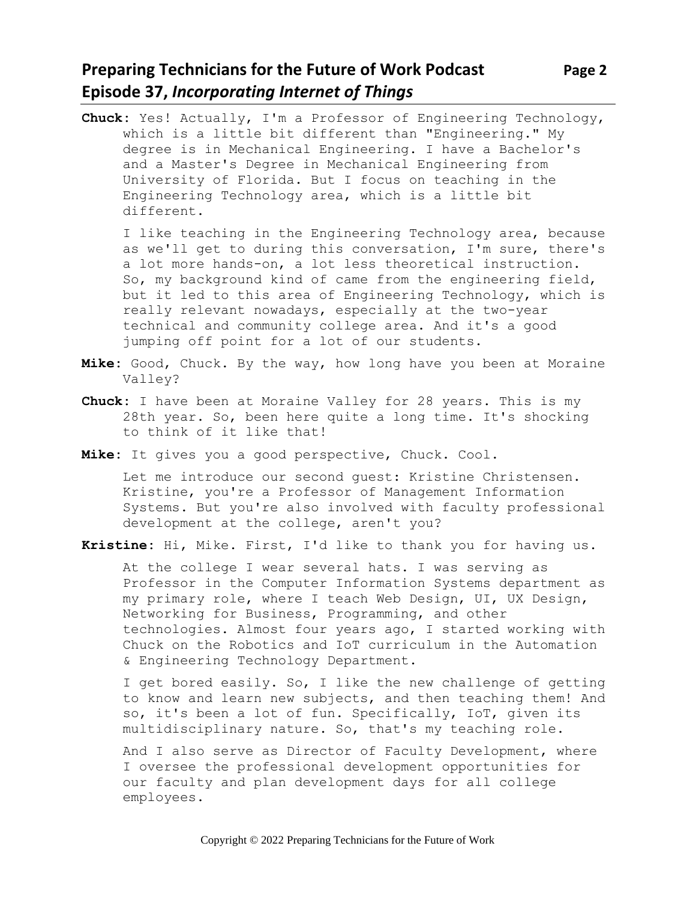**Chuck**: Yes! Actually, I'm a Professor of Engineering Technology, which is a little bit different than "Engineering." My degree is in Mechanical Engineering. I have a Bachelor's and a Master's Degree in Mechanical Engineering from University of Florida. But I focus on teaching in the Engineering Technology area, which is a little bit different.

I like teaching in the Engineering Technology area, because as we'll get to during this conversation, I'm sure, there's a lot more hands-on, a lot less theoretical instruction. So, my background kind of came from the engineering field, but it led to this area of Engineering Technology, which is really relevant nowadays, especially at the two-year technical and community college area. And it's a good jumping off point for a lot of our students.

**Mike**: Good, Chuck. By the way, how long have you been at Moraine Valley?

**Chuck**: I have been at Moraine Valley for 28 years. This is my 28th year. So, been here quite a long time. It's shocking to think of it like that!

**Mike**: It gives you a good perspective, Chuck. Cool.

Let me introduce our second guest: Kristine Christensen. Kristine, you're a Professor of Management Information Systems. But you're also involved with faculty professional development at the college, aren't you?

**Kristine**: Hi, Mike. First, I'd like to thank you for having us.

At the college I wear several hats. I was serving as Professor in the Computer Information Systems department as my primary role, where I teach Web Design, UI, UX Design, Networking for Business, Programming, and other technologies. Almost four years ago, I started working with Chuck on the Robotics and IoT curriculum in the Automation & Engineering Technology Department.

I get bored easily. So, I like the new challenge of getting to know and learn new subjects, and then teaching them! And so, it's been a lot of fun. Specifically, IoT, given its multidisciplinary nature. So, that's my teaching role.

And I also serve as Director of Faculty Development, where I oversee the professional development opportunities for our faculty and plan development days for all college employees.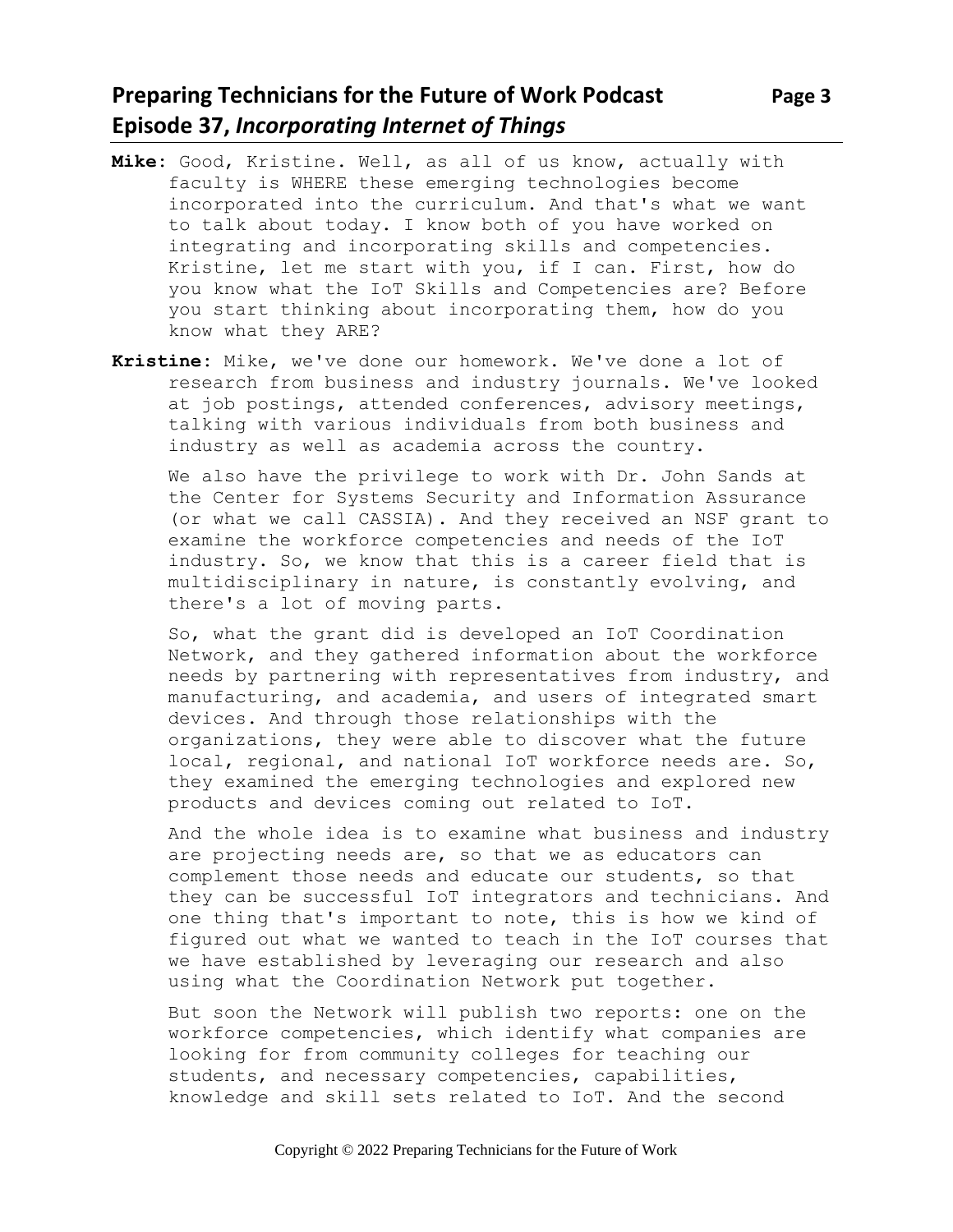**Mike**: Good, Kristine. Well, as all of us know, actually with faculty is WHERE these emerging technologies become incorporated into the curriculum. And that's what we want to talk about today. I know both of you have worked on integrating and incorporating skills and competencies. Kristine, let me start with you, if I can. First, how do you know what the IoT Skills and Competencies are? Before you start thinking about incorporating them, how do you know what they ARE?

**Kristine**: Mike, we've done our homework. We've done a lot of research from business and industry journals. We've looked at job postings, attended conferences, advisory meetings, talking with various individuals from both business and industry as well as academia across the country.

We also have the privilege to work with Dr. John Sands at the Center for Systems Security and Information Assurance (or what we call CASSIA). And they received an NSF grant to examine the workforce competencies and needs of the IoT industry. So, we know that this is a career field that is multidisciplinary in nature, is constantly evolving, and there's a lot of moving parts.

So, what the grant did is developed an IoT Coordination Network, and they gathered information about the workforce needs by partnering with representatives from industry, and manufacturing, and academia, and users of integrated smart devices. And through those relationships with the organizations, they were able to discover what the future local, regional, and national IoT workforce needs are. So, they examined the emerging technologies and explored new products and devices coming out related to IoT.

And the whole idea is to examine what business and industry are projecting needs are, so that we as educators can complement those needs and educate our students, so that they can be successful IoT integrators and technicians. And one thing that's important to note, this is how we kind of figured out what we wanted to teach in the IoT courses that we have established by leveraging our research and also using what the Coordination Network put together.

But soon the Network will publish two reports: one on the workforce competencies, which identify what companies are looking for from community colleges for teaching our students, and necessary competencies, capabilities, knowledge and skill sets related to IoT. And the second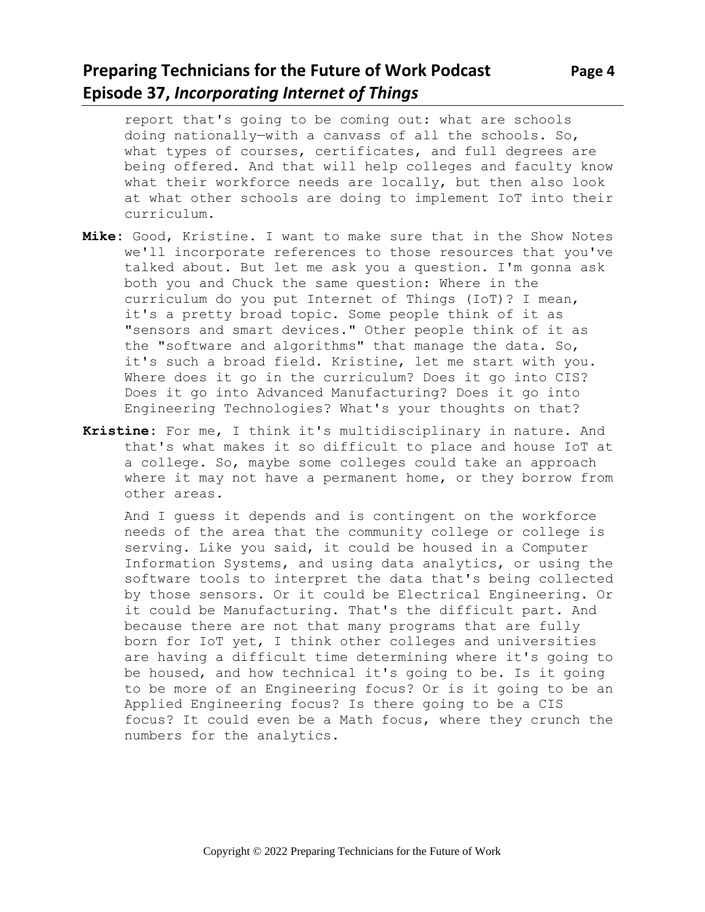report that's going to be coming out: what are schools doing nationally—with a canvass of all the schools. So, what types of courses, certificates, and full degrees are being offered. And that will help colleges and faculty know what their workforce needs are locally, but then also look at what other schools are doing to implement IoT into their curriculum.

**Mike**: Good, Kristine. I want to make sure that in the Show Notes we'll incorporate references to those resources that you've talked about. But let me ask you a question. I'm gonna ask both you and Chuck the same question: Where in the curriculum do you put Internet of Things (IoT)? I mean, it's a pretty broad topic. Some people think of it as "sensors and smart devices." Other people think of it as the "software and algorithms" that manage the data. So, it's such a broad field. Kristine, let me start with you. Where does it go in the curriculum? Does it go into CIS? Does it go into Advanced Manufacturing? Does it go into Engineering Technologies? What's your thoughts on that?

**Kristine**: For me, I think it's multidisciplinary in nature. And that's what makes it so difficult to place and house IoT at a college. So, maybe some colleges could take an approach where it may not have a permanent home, or they borrow from other areas.

And I guess it depends and is contingent on the workforce needs of the area that the community college or college is serving. Like you said, it could be housed in a Computer Information Systems, and using data analytics, or using the software tools to interpret the data that's being collected by those sensors. Or it could be Electrical Engineering. Or it could be Manufacturing. That's the difficult part. And because there are not that many programs that are fully born for IoT yet, I think other colleges and universities are having a difficult time determining where it's going to be housed, and how technical it's going to be. Is it going to be more of an Engineering focus? Or is it going to be an Applied Engineering focus? Is there going to be a CIS focus? It could even be a Math focus, where they crunch the numbers for the analytics.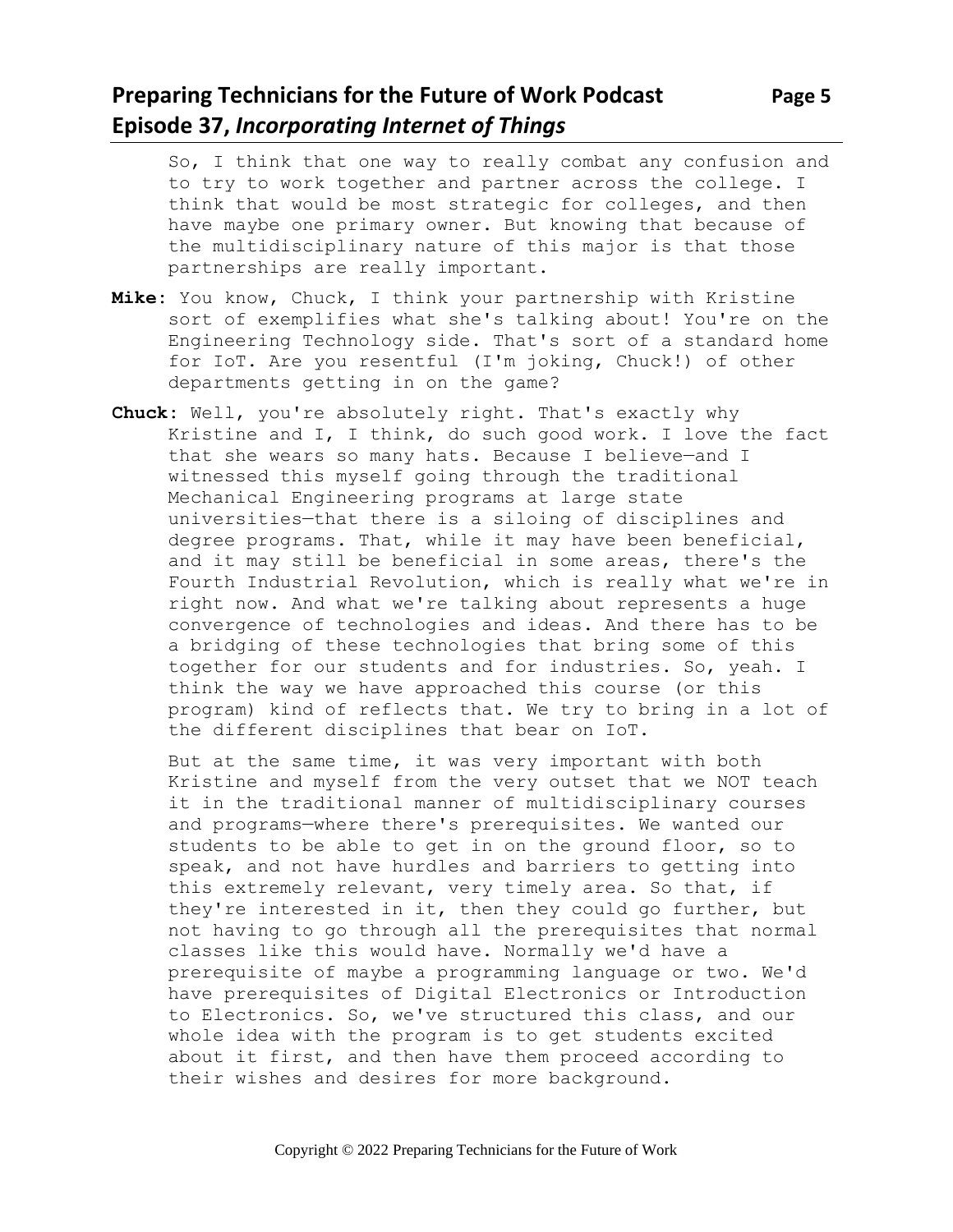So, I think that one way to really combat any confusion and to try to work together and partner across the college. I think that would be most strategic for colleges, and then have maybe one primary owner. But knowing that because of the multidisciplinary nature of this major is that those partnerships are really important.

**Mike**: You know, Chuck, I think your partnership with Kristine sort of exemplifies what she's talking about! You're on the Engineering Technology side. That's sort of a standard home for IoT. Are you resentful (I'm joking, Chuck!) of other departments getting in on the game?

**Chuck**: Well, you're absolutely right. That's exactly why Kristine and I, I think, do such good work. I love the fact that she wears so many hats. Because I believe—and I witnessed this myself going through the traditional Mechanical Engineering programs at large state universities—that there is a siloing of disciplines and degree programs. That, while it may have been beneficial, and it may still be beneficial in some areas, there's the Fourth Industrial Revolution, which is really what we're in right now. And what we're talking about represents a huge convergence of technologies and ideas. And there has to be a bridging of these technologies that bring some of this together for our students and for industries. So, yeah. I think the way we have approached this course (or this program) kind of reflects that. We try to bring in a lot of the different disciplines that bear on IoT.

But at the same time, it was very important with both Kristine and myself from the very outset that we NOT teach it in the traditional manner of multidisciplinary courses and programs—where there's prerequisites. We wanted our students to be able to get in on the ground floor, so to speak, and not have hurdles and barriers to getting into this extremely relevant, very timely area. So that, if they're interested in it, then they could go further, but not having to go through all the prerequisites that normal classes like this would have. Normally we'd have a prerequisite of maybe a programming language or two. We'd have prerequisites of Digital Electronics or Introduction to Electronics. So, we've structured this class, and our whole idea with the program is to get students excited about it first, and then have them proceed according to their wishes and desires for more background.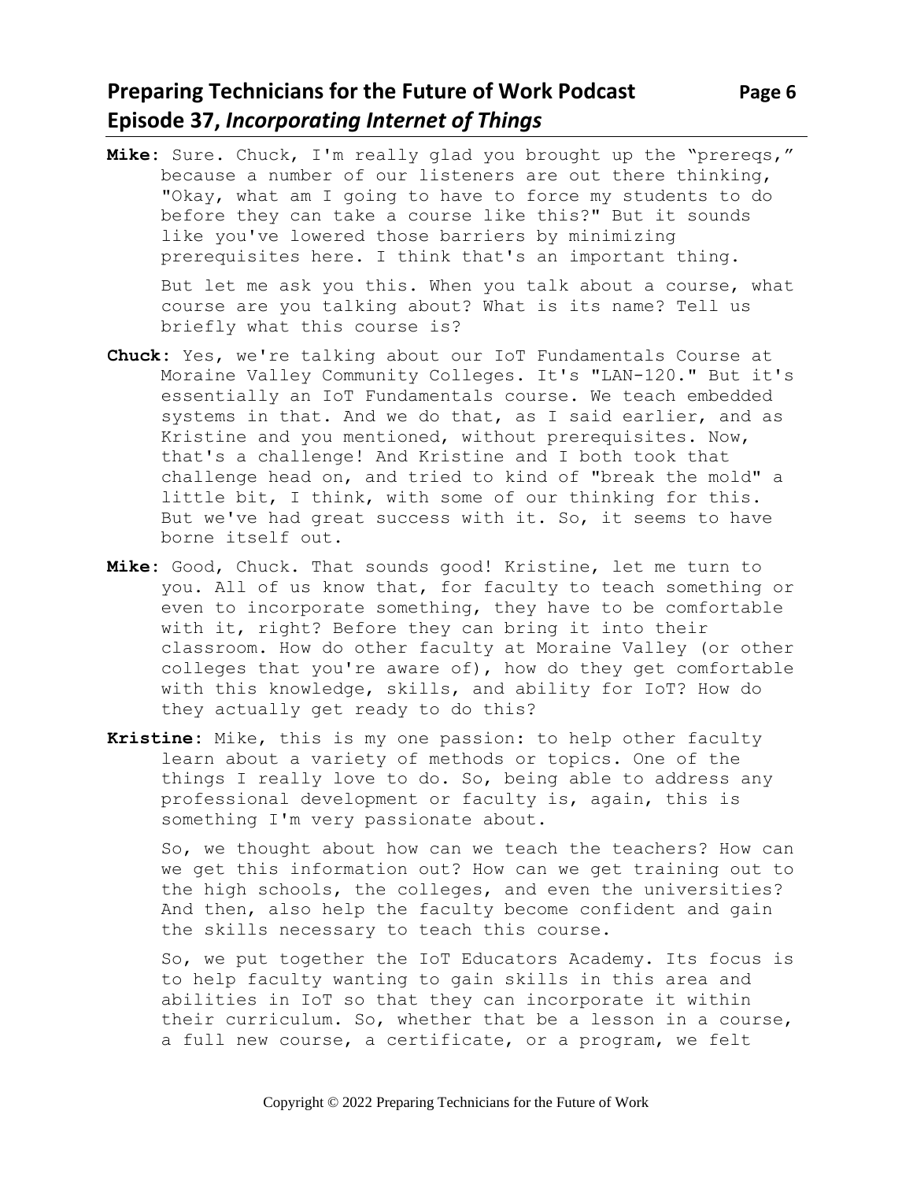**Mike**: Sure. Chuck, I'm really glad you brought up the "prereqs," because a number of our listeners are out there thinking, "Okay, what am I going to have to force my students to do before they can take a course like this?" But it sounds like you've lowered those barriers by minimizing prerequisites here. I think that's an important thing.

But let me ask you this. When you talk about a course, what course are you talking about? What is its name? Tell us briefly what this course is?

**Chuck**: Yes, we're talking about our IoT Fundamentals Course at Moraine Valley Community Colleges. It's "LAN-120." But it's essentially an IoT Fundamentals course. We teach embedded systems in that. And we do that, as I said earlier, and as Kristine and you mentioned, without prerequisites. Now, that's a challenge! And Kristine and I both took that challenge head on, and tried to kind of "break the mold" a little bit, I think, with some of our thinking for this. But we've had great success with it. So, it seems to have borne itself out.

**Mike**: Good, Chuck. That sounds good! Kristine, let me turn to you. All of us know that, for faculty to teach something or even to incorporate something, they have to be comfortable with it, right? Before they can bring it into their classroom. How do other faculty at Moraine Valley (or other colleges that you're aware of), how do they get comfortable with this knowledge, skills, and ability for IoT? How do they actually get ready to do this?

**Kristine**: Mike, this is my one passion: to help other faculty learn about a variety of methods or topics. One of the things I really love to do. So, being able to address any professional development or faculty is, again, this is something I'm very passionate about.

So, we thought about how can we teach the teachers? How can we get this information out? How can we get training out to the high schools, the colleges, and even the universities? And then, also help the faculty become confident and gain the skills necessary to teach this course.

So, we put together the IoT Educators Academy. Its focus is to help faculty wanting to gain skills in this area and abilities in IoT so that they can incorporate it within their curriculum. So, whether that be a lesson in a course, a full new course, a certificate, or a program, we felt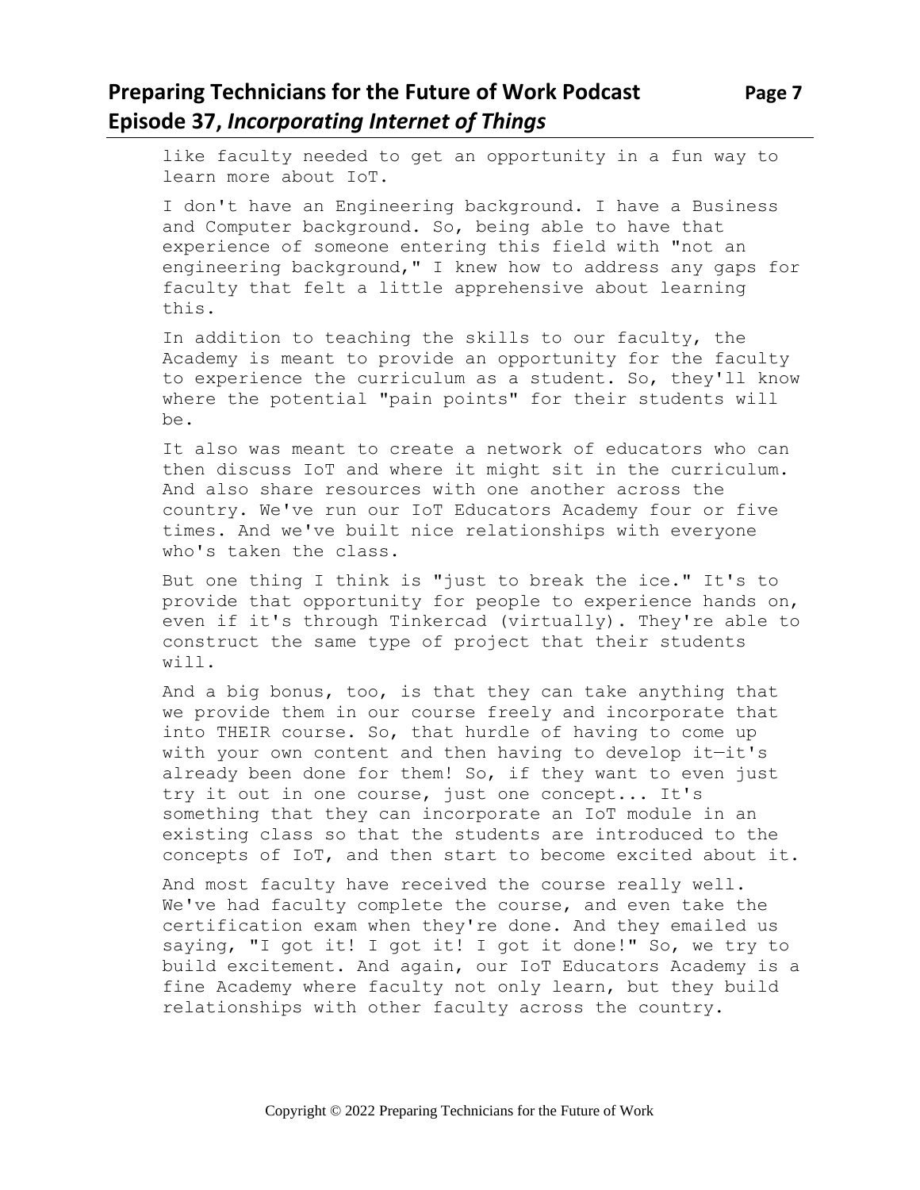like faculty needed to get an opportunity in a fun way to learn more about IoT.

I don't have an Engineering background. I have a Business and Computer background. So, being able to have that experience of someone entering this field with "not an engineering background," I knew how to address any gaps for faculty that felt a little apprehensive about learning this.

In addition to teaching the skills to our faculty, the Academy is meant to provide an opportunity for the faculty to experience the curriculum as a student. So, they'll know where the potential "pain points" for their students will be.

It also was meant to create a network of educators who can then discuss IoT and where it might sit in the curriculum. And also share resources with one another across the country. We've run our IoT Educators Academy four or five times. And we've built nice relationships with everyone who's taken the class.

But one thing I think is "just to break the ice." It's to provide that opportunity for people to experience hands on, even if it's through Tinkercad (virtually). They're able to construct the same type of project that their students will.

And a big bonus, too, is that they can take anything that we provide them in our course freely and incorporate that into THEIR course. So, that hurdle of having to come up with your own content and then having to develop it—it's already been done for them! So, if they want to even just try it out in one course, just one concept... It's something that they can incorporate an IoT module in an existing class so that the students are introduced to the concepts of IoT, and then start to become excited about it.

And most faculty have received the course really well. We've had faculty complete the course, and even take the certification exam when they're done. And they emailed us saying, "I got it! I got it! I got it done!" So, we try to build excitement. And again, our IoT Educators Academy is a fine Academy where faculty not only learn, but they build relationships with other faculty across the country.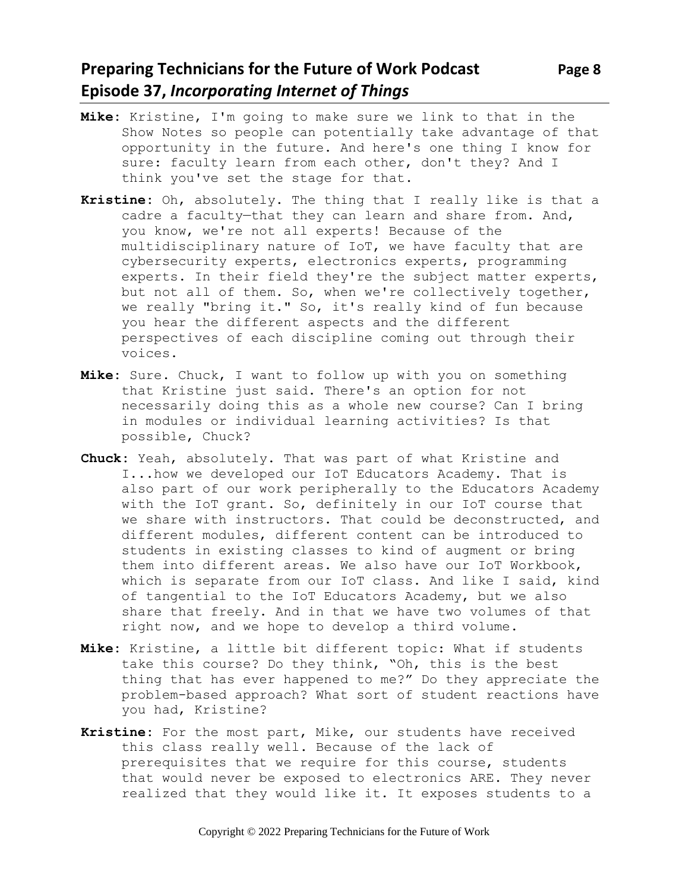**Mike**: Kristine, I'm going to make sure we link to that in the Show Notes so people can potentially take advantage of that opportunity in the future. And here's one thing I know for sure: faculty learn from each other, don't they? And I think you've set the stage for that.

**Kristine**: Oh, absolutely. The thing that I really like is that a cadre a faculty—that they can learn and share from. And, you know, we're not all experts! Because of the multidisciplinary nature of IoT, we have faculty that are cybersecurity experts, electronics experts, programming experts. In their field they're the subject matter experts, but not all of them. So, when we're collectively together, we really "bring it." So, it's really kind of fun because you hear the different aspects and the different perspectives of each discipline coming out through their voices.

**Mike**: Sure. Chuck, I want to follow up with you on something that Kristine just said. There's an option for not necessarily doing this as a whole new course? Can I bring in modules or individual learning activities? Is that possible, Chuck?

**Chuck**: Yeah, absolutely. That was part of what Kristine and I...how we developed our IoT Educators Academy. That is also part of our work peripherally to the Educators Academy with the IoT grant. So, definitely in our IoT course that we share with instructors. That could be deconstructed, and different modules, different content can be introduced to students in existing classes to kind of augment or bring them into different areas. We also have our IoT Workbook, which is separate from our IoT class. And like I said, kind of tangential to the IoT Educators Academy, but we also share that freely. And in that we have two volumes of that right now, and we hope to develop a third volume.

**Mike**: Kristine, a little bit different topic: What if students take this course? Do they think, "Oh, this is the best thing that has ever happened to me?" Do they appreciate the problem-based approach? What sort of student reactions have you had, Kristine?

**Kristine**: For the most part, Mike, our students have received this class really well. Because of the lack of prerequisites that we require for this course, students that would never be exposed to electronics ARE. They never realized that they would like it. It exposes students to a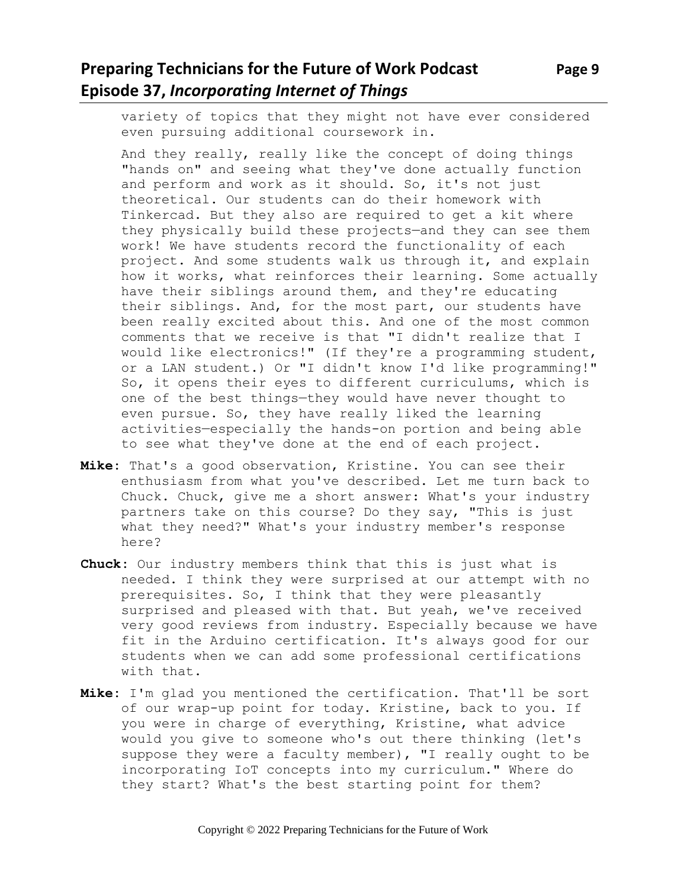variety of topics that they might not have ever considered even pursuing additional coursework in.

And they really, really like the concept of doing things "hands on" and seeing what they've done actually function and perform and work as it should. So, it's not just theoretical. Our students can do their homework with Tinkercad. But they also are required to get a kit where they physically build these projects—and they can see them work! We have students record the functionality of each project. And some students walk us through it, and explain how it works, what reinforces their learning. Some actually have their siblings around them, and they're educating their siblings. And, for the most part, our students have been really excited about this. And one of the most common comments that we receive is that "I didn't realize that I would like electronics!" (If they're a programming student, or a LAN student.) Or "I didn't know I'd like programming!" So, it opens their eyes to different curriculums, which is one of the best things—they would have never thought to even pursue. So, they have really liked the learning activities—especially the hands-on portion and being able to see what they've done at the end of each project.

**Mike**: That's a good observation, Kristine. You can see their enthusiasm from what you've described. Let me turn back to Chuck. Chuck, give me a short answer: What's your industry partners take on this course? Do they say, "This is just what they need?" What's your industry member's response here?

**Chuck**: Our industry members think that this is just what is needed. I think they were surprised at our attempt with no prerequisites. So, I think that they were pleasantly surprised and pleased with that. But yeah, we've received very good reviews from industry. Especially because we have fit in the Arduino certification. It's always good for our students when we can add some professional certifications with that.

**Mike**: I'm glad you mentioned the certification. That'll be sort of our wrap-up point for today. Kristine, back to you. If you were in charge of everything, Kristine, what advice would you give to someone who's out there thinking (let's suppose they were a faculty member), "I really ought to be incorporating IoT concepts into my curriculum." Where do they start? What's the best starting point for them?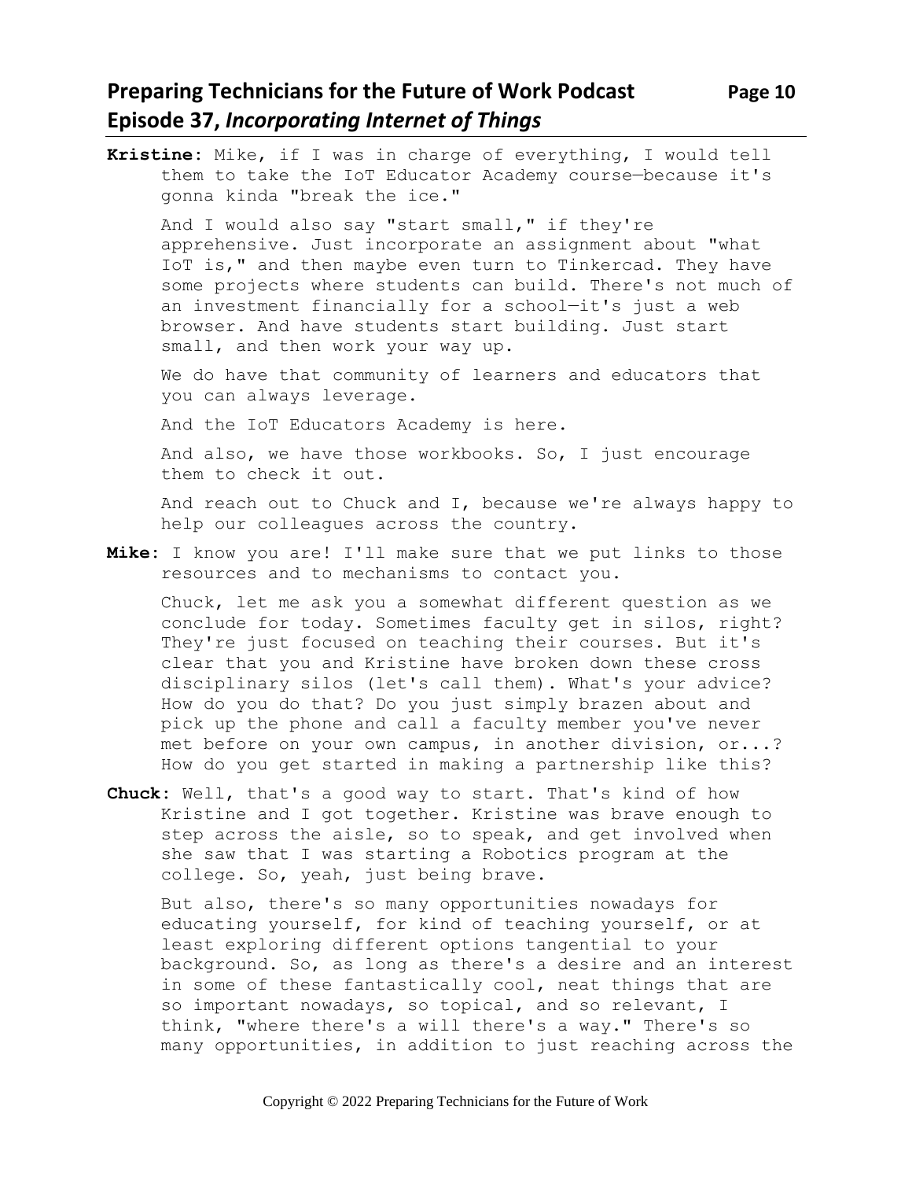**Kristine**: Mike, if I was in charge of everything, I would tell them to take the IoT Educator Academy course—because it's gonna kinda "break the ice."

And I would also say "start small," if they're apprehensive. Just incorporate an assignment about "what IoT is," and then maybe even turn to Tinkercad. They have some projects where students can build. There's not much of an investment financially for a school—it's just a web browser. And have students start building. Just start small, and then work your way up.

We do have that community of learners and educators that you can always leverage.

And the IoT Educators Academy is here.

And also, we have those workbooks. So, I just encourage them to check it out.

And reach out to Chuck and I, because we're always happy to help our colleagues across the country.

**Mike**: I know you are! I'll make sure that we put links to those resources and to mechanisms to contact you.

Chuck, let me ask you a somewhat different question as we conclude for today. Sometimes faculty get in silos, right? They're just focused on teaching their courses. But it's clear that you and Kristine have broken down these cross disciplinary silos (let's call them). What's your advice? How do you do that? Do you just simply brazen about and pick up the phone and call a faculty member you've never met before on your own campus, in another division, or...? How do you get started in making a partnership like this?

**Chuck**: Well, that's a good way to start. That's kind of how Kristine and I got together. Kristine was brave enough to step across the aisle, so to speak, and get involved when she saw that I was starting a Robotics program at the college. So, yeah, just being brave.

But also, there's so many opportunities nowadays for educating yourself, for kind of teaching yourself, or at least exploring different options tangential to your background. So, as long as there's a desire and an interest in some of these fantastically cool, neat things that are so important nowadays, so topical, and so relevant, I think, "where there's a will there's a way." There's so many opportunities, in addition to just reaching across the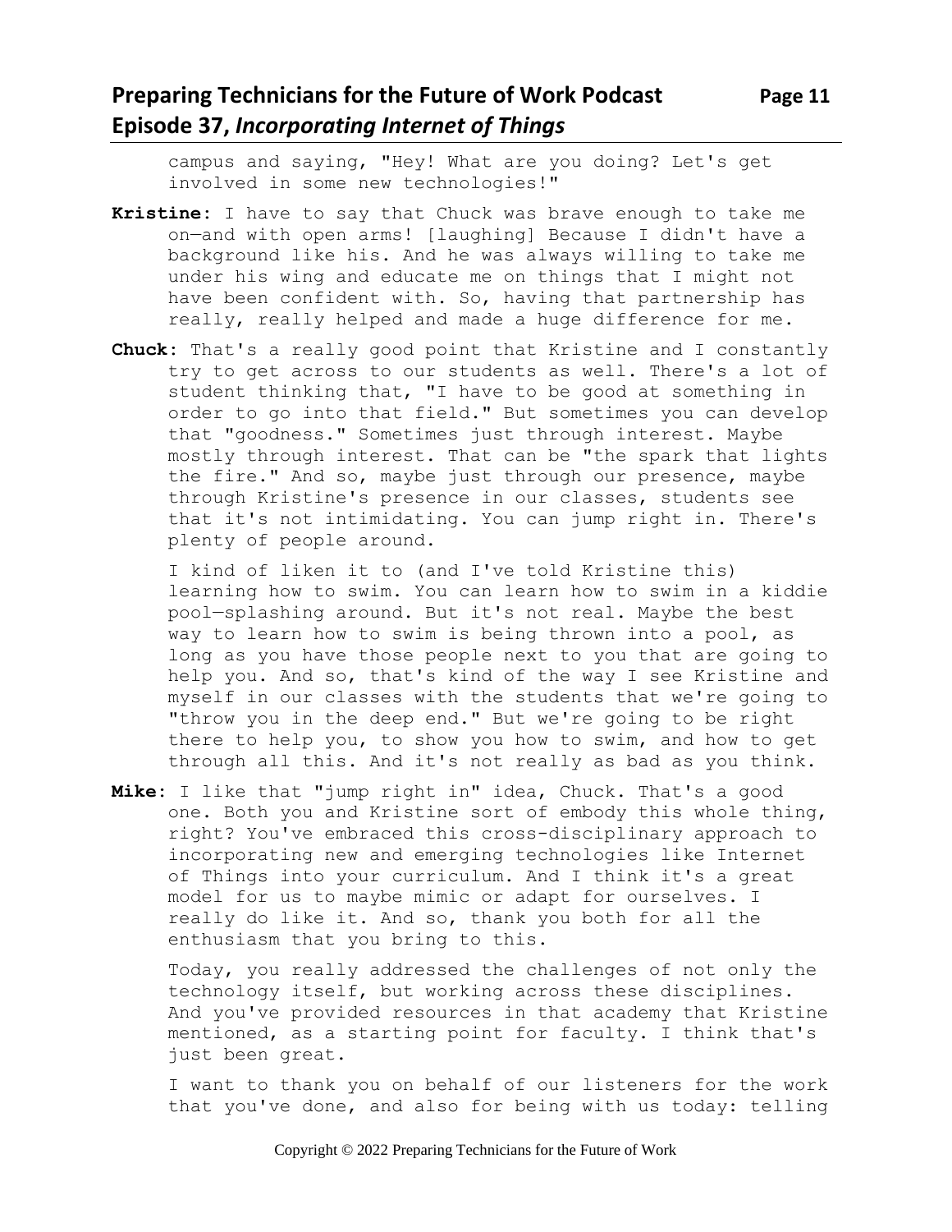campus and saying, "Hey! What are you doing? Let's get involved in some new technologies!"

**Kristine**: I have to say that Chuck was brave enough to take me on—and with open arms! [laughing] Because I didn't have a background like his. And he was always willing to take me under his wing and educate me on things that I might not have been confident with. So, having that partnership has really, really helped and made a huge difference for me.

**Chuck**: That's a really good point that Kristine and I constantly try to get across to our students as well. There's a lot of student thinking that, "I have to be good at something in order to go into that field." But sometimes you can develop that "goodness." Sometimes just through interest. Maybe mostly through interest. That can be "the spark that lights the fire." And so, maybe just through our presence, maybe through Kristine's presence in our classes, students see that it's not intimidating. You can jump right in. There's plenty of people around.

I kind of liken it to (and I've told Kristine this) learning how to swim. You can learn how to swim in a kiddie pool—splashing around. But it's not real. Maybe the best way to learn how to swim is being thrown into a pool, as long as you have those people next to you that are going to help you. And so, that's kind of the way I see Kristine and myself in our classes with the students that we're going to "throw you in the deep end." But we're going to be right there to help you, to show you how to swim, and how to get through all this. And it's not really as bad as you think.

**Mike**: I like that "jump right in" idea, Chuck. That's a good one. Both you and Kristine sort of embody this whole thing, right? You've embraced this cross-disciplinary approach to incorporating new and emerging technologies like Internet of Things into your curriculum. And I think it's a great model for us to maybe mimic or adapt for ourselves. I really do like it. And so, thank you both for all the enthusiasm that you bring to this.

Today, you really addressed the challenges of not only the technology itself, but working across these disciplines. And you've provided resources in that academy that Kristine mentioned, as a starting point for faculty. I think that's just been great.

I want to thank you on behalf of our listeners for the work that you've done, and also for being with us today: telling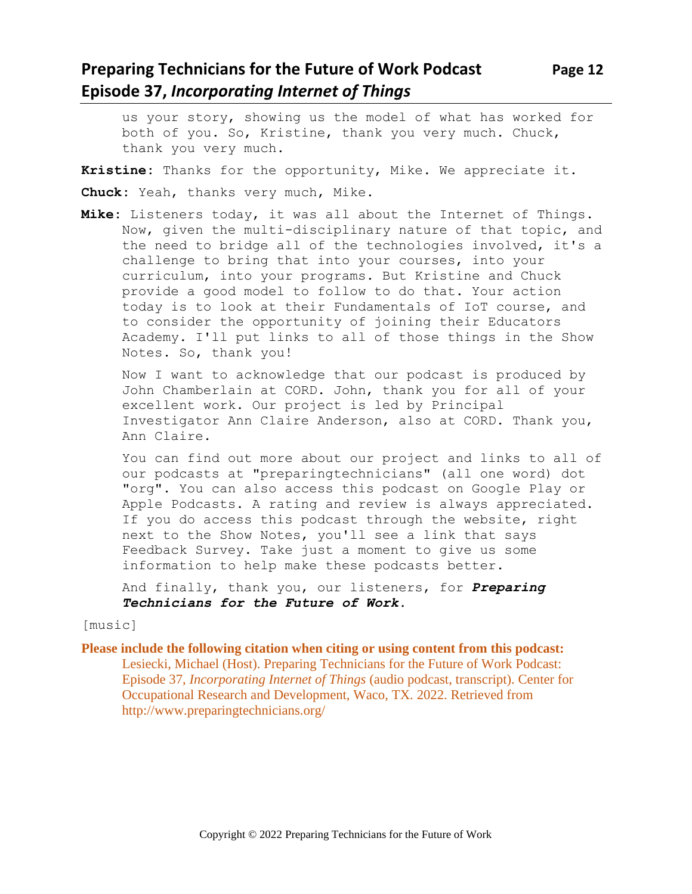us your story, showing us the model of what has worked for both of you. So, Kristine, thank you very much. Chuck, thank you very much.

**Kristine**: Thanks for the opportunity, Mike. We appreciate it.

**Chuck**: Yeah, thanks very much, Mike.

**Mike**: Listeners today, it was all about the Internet of Things. Now, given the multi-disciplinary nature of that topic, and the need to bridge all of the technologies involved, it's a challenge to bring that into your courses, into your curriculum, into your programs. But Kristine and Chuck provide a good model to follow to do that. Your action today is to look at their Fundamentals of IoT course, and to consider the opportunity of joining their Educators Academy. I'll put links to all of those things in the Show Notes. So, thank you!

Now I want to acknowledge that our podcast is produced by John Chamberlain at CORD. John, thank you for all of your excellent work. Our project is led by Principal Investigator Ann Claire Anderson, also at CORD. Thank you, Ann Claire.

You can find out more about our project and links to all of our podcasts at "preparingtechnicians" (all one word) dot "org". You can also access this podcast on Google Play or Apple Podcasts. A rating and review is always appreciated. If you do access this podcast through the website, right next to the Show Notes, you'll see a link that says Feedback Survey. Take just a moment to give us some information to help make these podcasts better.

And finally, thank you, our listeners, for ***Preparing Technicians for the Future of Work***.

[music]

**Please include the following citation when citing or using content from this podcast:**

Lesiecki, Michael (Host). Preparing Technicians for the Future of Work Podcast: Episode 37, *Incorporating Internet of Things* (audio podcast, transcript). Center for Occupational Research and Development, Waco, TX. 2022. Retrieved from http://www.preparingtechnicians.org/

Copyright © 2022 Preparing Technicians for the Future of Work